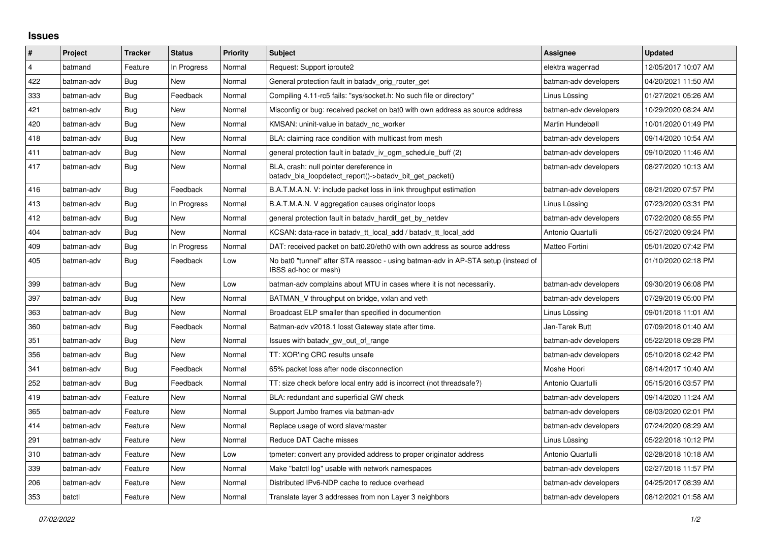# Issues

| # | Project | Tracker | Status | Priority | Subject | Assignee | Updated |
|---|---|---|---|---|---|---|---|
| 4 | batmand | Feature | In Progress | Normal | Request: Support iproute2 | elektra wagenrad | 12/05/2017 10:07 AM |
| 422 | batman-adv | Bug | New | Normal | General protection fault in batadv_orig_router_get | batman-adv developers | 04/20/2021 11:50 AM |
| 333 | batman-adv | Bug | Feedback | Normal | Compiling 4.11-rc5 fails: "sys/socket.h: No such file or directory" | Linus Lüssing | 01/27/2021 05:26 AM |
| 421 | batman-adv | Bug | New | Normal | Misconfig or bug: received packet on bat0 with own address as source address | batman-adv developers | 10/29/2020 08:24 AM |
| 420 | batman-adv | Bug | New | Normal | KMSAN: uninit-value in batadv_nc_worker | Martin Hundebøll | 10/01/2020 01:49 PM |
| 418 | batman-adv | Bug | New | Normal | BLA: claiming race condition with multicast from mesh | batman-adv developers | 09/14/2020 10:54 AM |
| 411 | batman-adv | Bug | New | Normal | general protection fault in batadv_iv_ogm_schedule_buff (2) | batman-adv developers | 09/10/2020 11:46 AM |
| 417 | batman-adv | Bug | New | Normal | BLA, crash: null pointer dereference in batadv_bla_loopdetect_report()->batadv_bit_get_packet() | batman-adv developers | 08/27/2020 10:13 AM |
| 416 | batman-adv | Bug | Feedback | Normal | B.A.T.M.A.N. V: include packet loss in link throughput estimation | batman-adv developers | 08/21/2020 07:57 PM |
| 413 | batman-adv | Bug | In Progress | Normal | B.A.T.M.A.N. V aggregation causes originator loops | Linus Lüssing | 07/23/2020 03:31 PM |
| 412 | batman-adv | Bug | New | Normal | general protection fault in batadv_hardif_get_by_netdev | batman-adv developers | 07/22/2020 08:55 PM |
| 404 | batman-adv | Bug | New | Normal | KCSAN: data-race in batadv_tt_local_add / batadv_tt_local_add | Antonio Quartulli | 05/27/2020 09:24 PM |
| 409 | batman-adv | Bug | In Progress | Normal | DAT: received packet on bat0.20/eth0 with own address as source address | Matteo Fortini | 05/01/2020 07:42 PM |
| 405 | batman-adv | Bug | Feedback | Low | No bat0 "tunnel" after STA reassoc - using batman-adv in AP-STA setup (instead of IBSS ad-hoc or mesh) | | 01/10/2020 02:18 PM |
| 399 | batman-adv | Bug | New | Low | batman-adv complains about MTU in cases where it is not necessarily. | batman-adv developers | 09/30/2019 06:08 PM |
| 397 | batman-adv | Bug | New | Normal | BATMAN_V throughput on bridge, vxlan and veth | batman-adv developers | 07/29/2019 05:00 PM |
| 363 | batman-adv | Bug | New | Normal | Broadcast ELP smaller than specified in documention | Linus Lüssing | 09/01/2018 11:01 AM |
| 360 | batman-adv | Bug | Feedback | Normal | Batman-adv v2018.1 losst Gateway state after time. | Jan-Tarek Butt | 07/09/2018 01:40 AM |
| 351 | batman-adv | Bug | New | Normal | Issues with batadv_gw_out_of_range | batman-adv developers | 05/22/2018 09:28 PM |
| 356 | batman-adv | Bug | New | Normal | TT: XOR'ing CRC results unsafe | batman-adv developers | 05/10/2018 02:42 PM |
| 341 | batman-adv | Bug | Feedback | Normal | 65% packet loss after node disconnection | Moshe Hoori | 08/14/2017 10:40 AM |
| 252 | batman-adv | Bug | Feedback | Normal | TT: size check before local entry add is incorrect (not threadsafe?) | Antonio Quartulli | 05/15/2016 03:57 PM |
| 419 | batman-adv | Feature | New | Normal | BLA: redundant and superficial GW check | batman-adv developers | 09/14/2020 11:24 AM |
| 365 | batman-adv | Feature | New | Normal | Support Jumbo frames via batman-adv | batman-adv developers | 08/03/2020 02:01 PM |
| 414 | batman-adv | Feature | New | Normal | Replace usage of word slave/master | batman-adv developers | 07/24/2020 08:29 AM |
| 291 | batman-adv | Feature | New | Normal | Reduce DAT Cache misses | Linus Lüssing | 05/22/2018 10:12 PM |
| 310 | batman-adv | Feature | New | Low | tpmeter: convert any provided address to proper originator address | Antonio Quartulli | 02/28/2018 10:18 AM |
| 339 | batman-adv | Feature | New | Normal | Make "batctl log" usable with network namespaces | batman-adv developers | 02/27/2018 11:57 PM |
| 206 | batman-adv | Feature | New | Normal | Distributed IPv6-NDP cache to reduce overhead | batman-adv developers | 04/25/2017 08:39 AM |
| 353 | batctl | Feature | New | Normal | Translate layer 3 addresses from non Layer 3 neighbors | batman-adv developers | 08/12/2021 01:58 AM |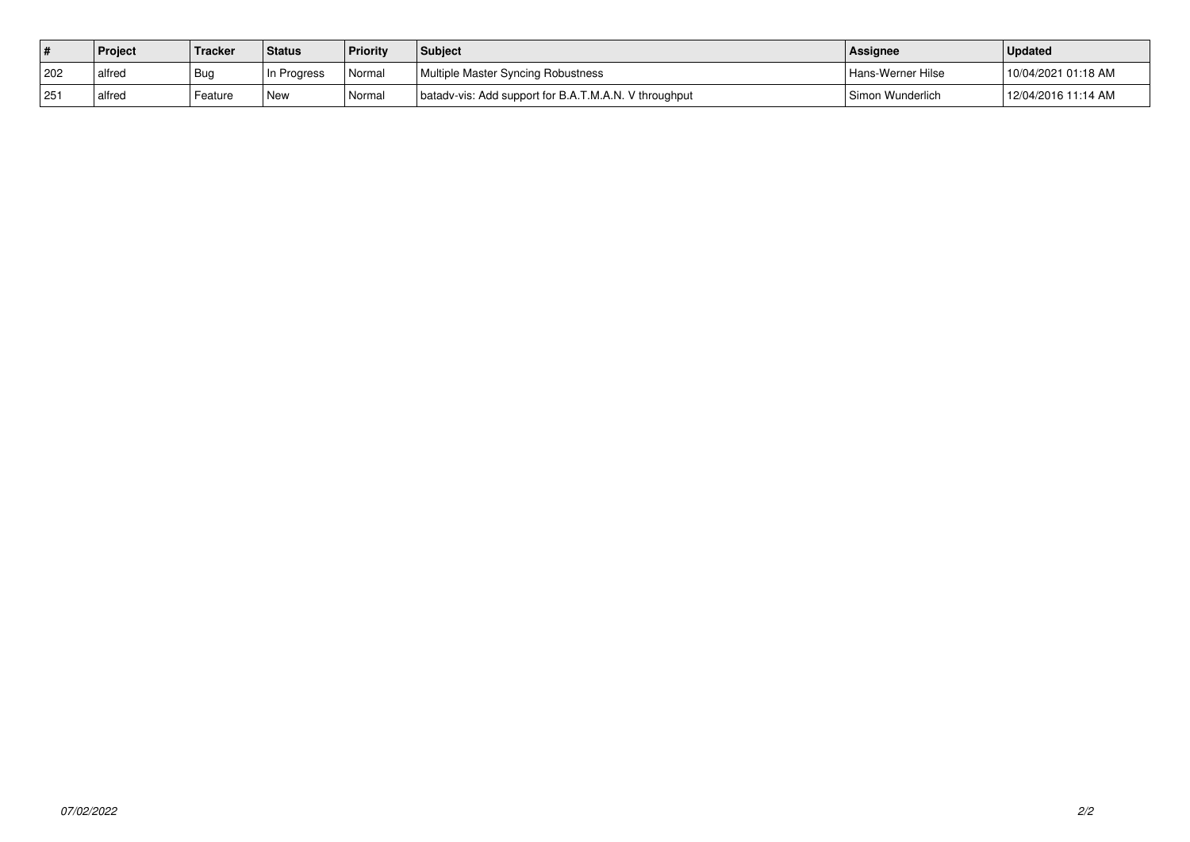| # | Project | Tracker | Status | Priority | Subject | Assignee | Updated |
|---|---|---|---|---|---|---|---|
| 202 | alfred | Bug | In Progress | Normal | Multiple Master Syncing Robustness | Hans-Werner Hilse | 10/04/2021 01:18 AM |
| 251 | alfred | Feature | New | Normal | batadv-vis: Add support for B.A.T.M.A.N. V throughput | Simon Wunderlich | 12/04/2016 11:14 AM |